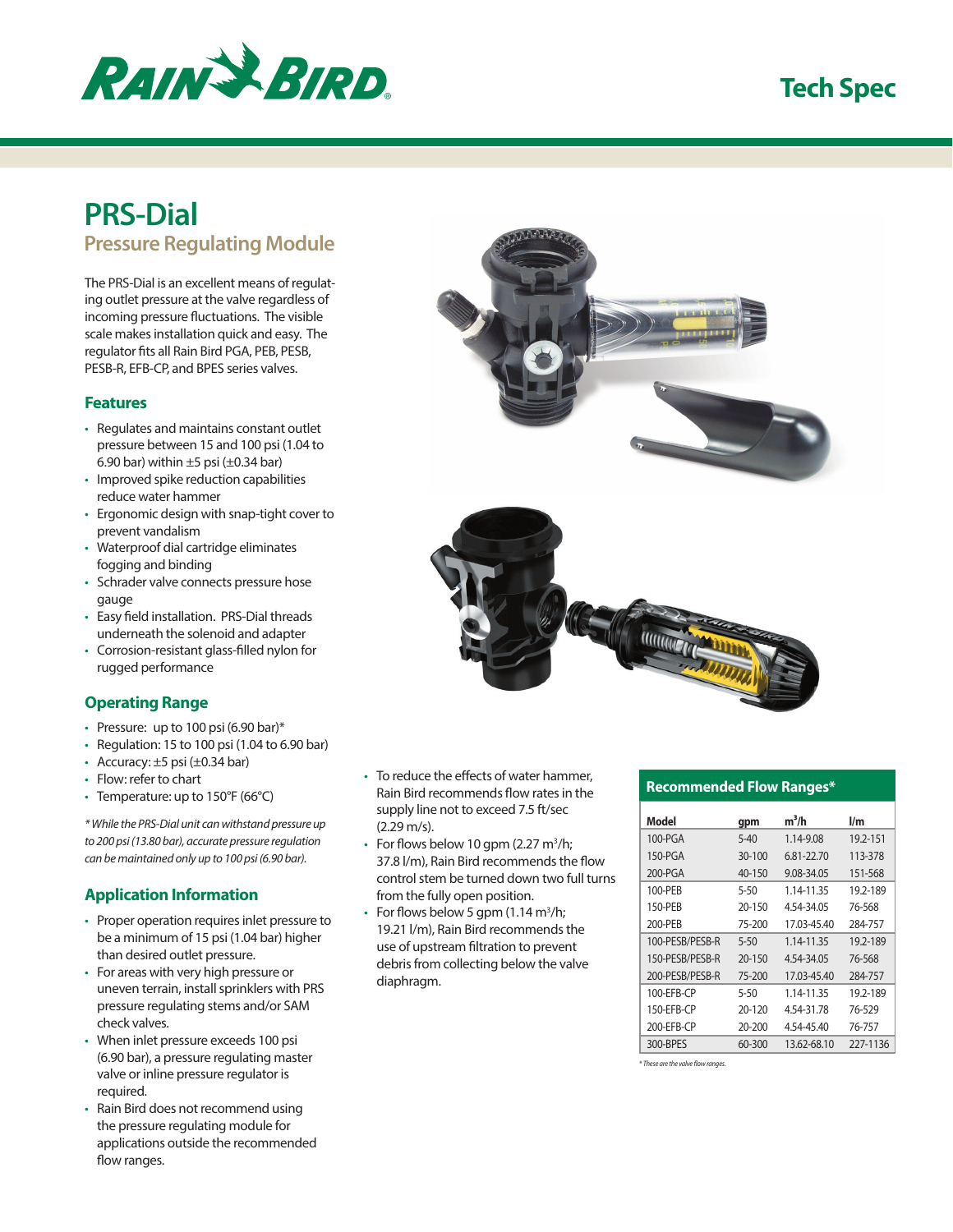# PRS-Dial

## Pressure Regulating Module

The PRS-Dial is an excellent means of regulating outlet pressure at the valve regardless of incoming pressure fluctuations. The visible scale makes installation quick and easy. The regulator fits all Rain Bird PGA, PEB, PESB, PESB-R, EFB-CP, and BPES series valves.

### Features

- Regulates and maintains constant outlet pressure between 15 and 100 psi (1.04 to 6.90 bar) within ±5 psi (±0.34 bar)
- Improved spike reduction capabilities reduce water hammer
- Ergonomic design with snap-tight cover to prevent vandalism
- Waterproof dial cartridge eliminates fogging and binding
- Schrader valve connects pressure hose gauge
- Easy field installation. PRS-Dial threads underneath the solenoid and adapter
- Corrosion-resistant glass-filled nylon for rugged performance

### Operating Range

- Pressure: up to 100 psi (6.90 bar)*
- Regulation: 15 to 100 psi (1.04 to 6.90 bar)
- Accuracy: ±5 psi (±0.34 bar)
- Flow: refer to chart
- Temperature: up to 150°F (66°C)

*\* While the PRS-Dial unit can withstand pressure up to 200 psi (13.80 bar), accurate pressure regulation can be maintained only up to 100 psi (6.90 bar).*

### Application Information

- Proper operation requires inlet pressure to be a minimum of 15 psi (1.04 bar) higher than desired outlet pressure.
- For areas with very high pressure or uneven terrain, install sprinklers with PRS pressure regulating stems and/or SAM check valves.
- When inlet pressure exceeds 100 psi (6.90 bar), a pressure regulating master valve or inline pressure regulator is required.
- Rain Bird does not recommend using the pressure regulating module for applications outside the recommended flow ranges.
- To reduce the effects of water hammer, Rain Bird recommends flow rates in the supply line not to exceed 7.5 ft/sec (2.29 m/s).
- For flows below 10 gpm (2.27 $m^3$/h; 37.8 l/m), Rain Bird recommends the flow control stem be turned down two full turns from the fully open position.
- For flows below 5 gpm (1.14 $m^3$/h; 19.21 l/m), Rain Bird recommends the use of upstream filtration to prevent debris from collecting below the valve diaphragm.

### Recommended Flow Ranges*

| Model | gpm | $m^3$/h | l/m |
|---|---|---|---|
| 100-PGA | 5-40 | 1.14-9.08 | 19.2-151 |
| 150-PGA | 30-100 | 6.81-22.70 | 113-378 |
| 200-PGA | 40-150 | 9.08-34.05 | 151-568 |
| 100-PEB | 5-50 | 1.14-11.35 | 19.2-189 |
| 150-PEB | 20-150 | 4.54-34.05 | 76-568 |
| 200-PEB | 75-200 | 17.03-45.40 | 284-757 |
| 100-PESB/PESB-R | 5-50 | 1.14-11.35 | 19.2-189 |
| 150-PESB/PESB-R | 20-150 | 4.54-34.05 | 76-568 |
| 200-PESB/PESB-R | 75-200 | 17.03-45.40 | 284-757 |
| 100-EFB-CP | 5-50 | 1.14-11.35 | 19.2-189 |
| 150-EFB-CP | 20-120 | 4.54-31.78 | 76-529 |
| 200-EFB-CP | 20-200 | 4.54-45.40 | 76-757 |
| 300-BPES | 60-300 | 13.62-68.10 | 227-1136 |

*\* These are the valve flow ranges.*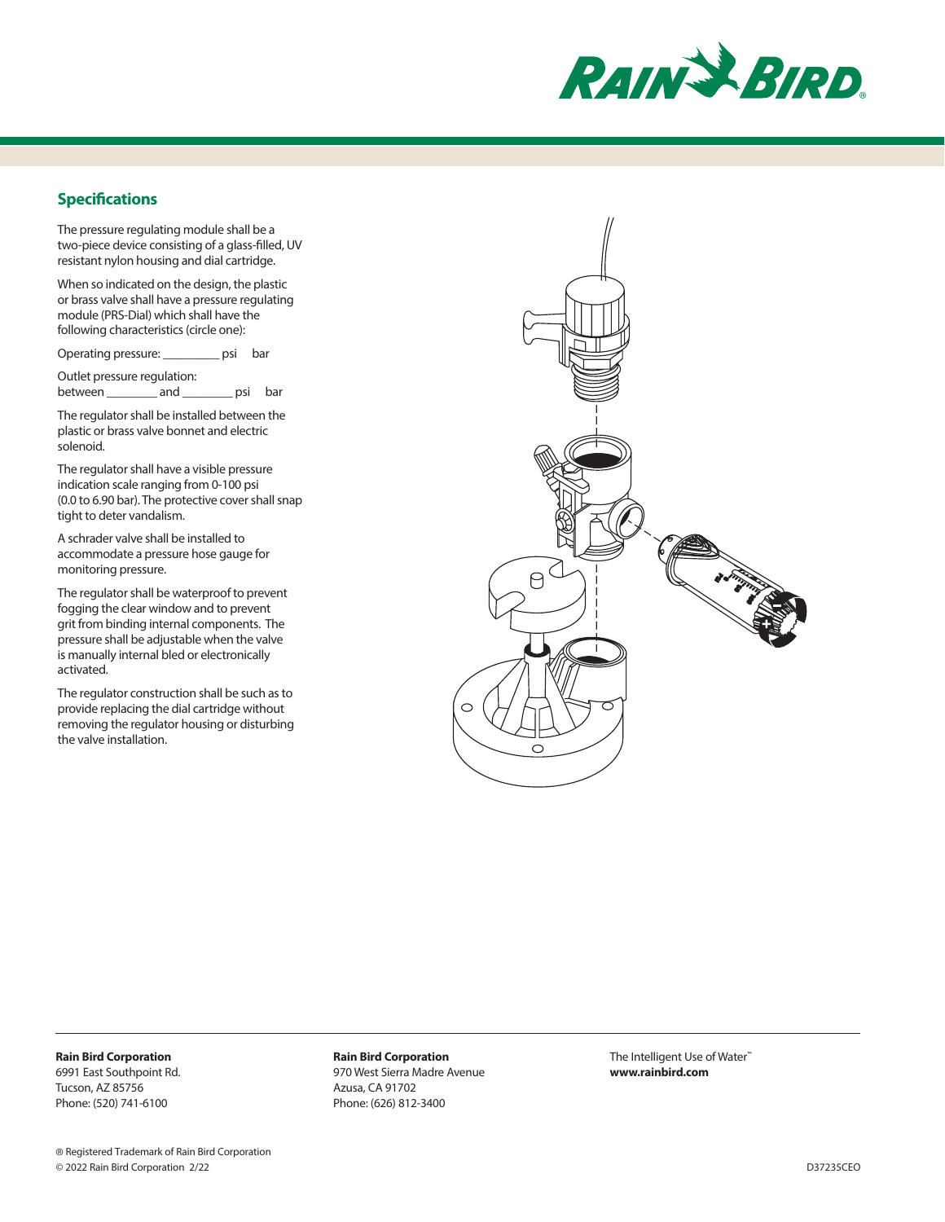## Specifications

The pressure regulating module shall be a two-piece device consisting of a glass-filled, UV resistant nylon housing and dial cartridge.

When so indicated on the design, the plastic or brass valve shall have a pressure regulating module (PRS-Dial) which shall have the following characteristics (circle one):

Operating pressure: _________ psi bar

Outlet pressure regulation:
between ________ and ________ psi bar

The regulator shall be installed between the plastic or brass valve bonnet and electric solenoid.

The regulator shall have a visible pressure indication scale ranging from 0-100 psi (0.0 to 6.90 bar). The protective cover shall snap tight to deter vandalism.

A schrader valve shall be installed to accommodate a pressure hose gauge for monitoring pressure.

The regulator shall be waterproof to prevent fogging the clear window and to prevent grit from binding internal components. The pressure shall be adjustable when the valve is manually internal bled or electronically activated.

The regulator construction shall be such as to provide replacing the dial cartridge without removing the regulator housing or disturbing the valve installation.

**Rain Bird Corporation**
6991 East Southpoint Rd.
Tucson, AZ 85756
Phone: (520) 741-6100

**Rain Bird Corporation**
970 West Sierra Madre Avenue
Azusa, CA 91702
Phone: (626) 812-3400

The Intelligent Use of Water™
**www.rainbird.com**

® Registered Trademark of Rain Bird Corporation
© 2022 Rain Bird Corporation 2/22

D37235CEO